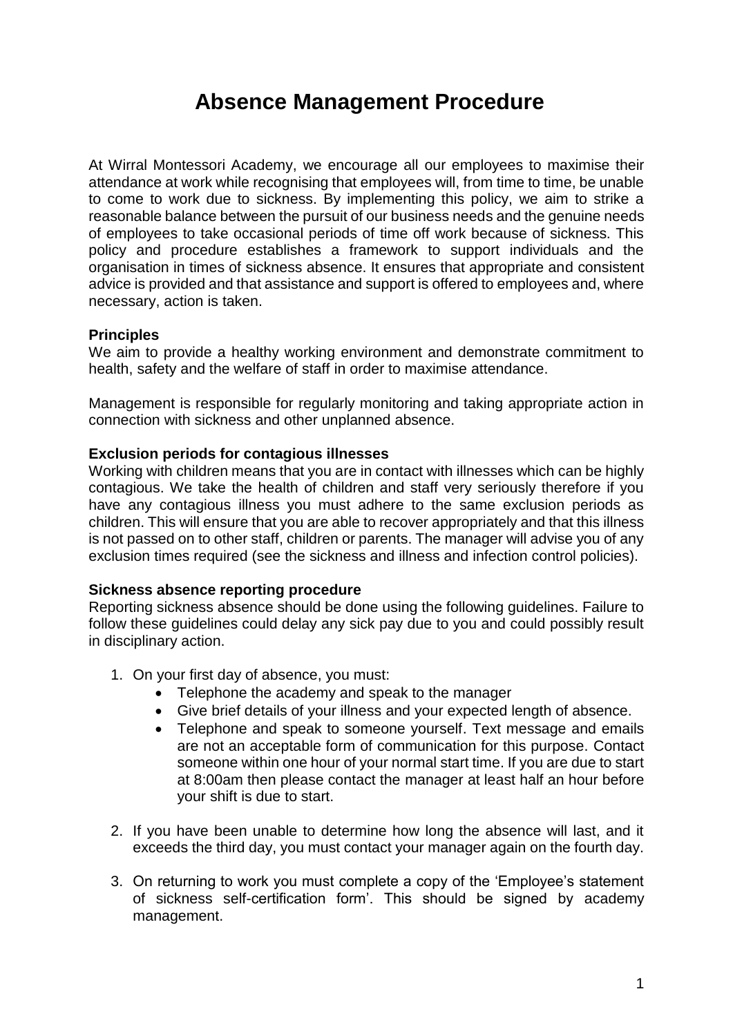# Absence Management Procedure

At Wirral Montessori Academy, we encourage all our employees to maximise their attendance at work while recognising that employees will, from time to time, be unable to come to work due to sickness. By implementing this policy, we aim to strike a reasonable balance between the pursuit of our business needs and the genuine needs of employees to take occasional periods of time off work because of sickness. This policy and procedure establishes a framework to support individuals and the organisation in times of sickness absence. It ensures that appropriate and consistent advice is provided and that assistance and support is offered to employees and, where necessary, action is taken.

**Principles**

We aim to provide a healthy working environment and demonstrate commitment to health, safety and the welfare of staff in order to maximise attendance.

Management is responsible for regularly monitoring and taking appropriate action in connection with sickness and other unplanned absence.

**Exclusion periods for contagious illnesses**

Working with children means that you are in contact with illnesses which can be highly contagious. We take the health of children and staff very seriously therefore if you have any contagious illness you must adhere to the same exclusion periods as children. This will ensure that you are able to recover appropriately and that this illness is not passed on to other staff, children or parents. The manager will advise you of any exclusion times required (see the sickness and illness and infection control policies).

**Sickness absence reporting procedure**

Reporting sickness absence should be done using the following guidelines. Failure to follow these guidelines could delay any sick pay due to you and could possibly result in disciplinary action.

1. On your first day of absence, you must:
   - Telephone the academy and speak to the manager
   - Give brief details of your illness and your expected length of absence.
   - Telephone and speak to someone yourself. Text message and emails are not an acceptable form of communication for this purpose. Contact someone within one hour of your normal start time. If you are due to start at 8:00am then please contact the manager at least half an hour before your shift is due to start.
2. If you have been unable to determine how long the absence will last, and it exceeds the third day, you must contact your manager again on the fourth day.
3. On returning to work you must complete a copy of the 'Employee's statement of sickness self-certification form'. This should be signed by academy management.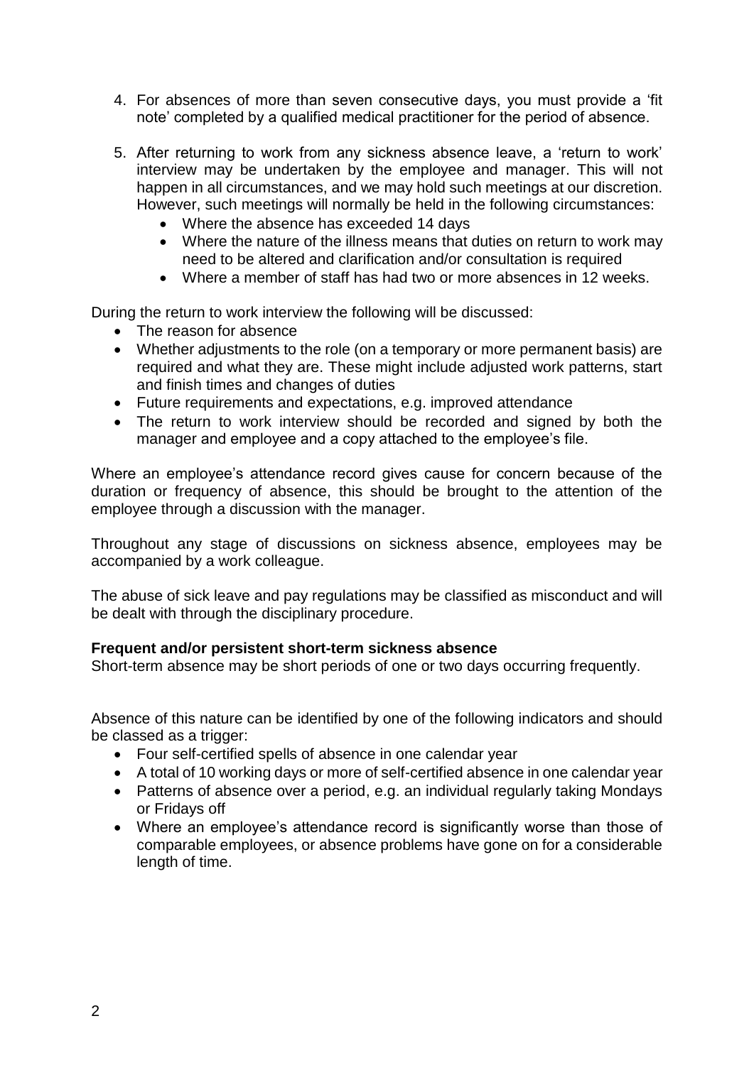4. For absences of more than seven consecutive days, you must provide a 'fit note' completed by a qualified medical practitioner for the period of absence.

5. After returning to work from any sickness absence leave, a 'return to work' interview may be undertaken by the employee and manager. This will not happen in all circumstances, and we may hold such meetings at our discretion. However, such meetings will normally be held in the following circumstances:
   - Where the absence has exceeded 14 days
   - Where the nature of the illness means that duties on return to work may need to be altered and clarification and/or consultation is required
   - Where a member of staff has had two or more absences in 12 weeks.

During the return to work interview the following will be discussed:

- The reason for absence
- Whether adjustments to the role (on a temporary or more permanent basis) are required and what they are. These might include adjusted work patterns, start and finish times and changes of duties
- Future requirements and expectations, e.g. improved attendance
- The return to work interview should be recorded and signed by both the manager and employee and a copy attached to the employee's file.

Where an employee's attendance record gives cause for concern because of the duration or frequency of absence, this should be brought to the attention of the employee through a discussion with the manager.

Throughout any stage of discussions on sickness absence, employees may be accompanied by a work colleague.

The abuse of sick leave and pay regulations may be classified as misconduct and will be dealt with through the disciplinary procedure.

**Frequent and/or persistent short-term sickness absence**

Short-term absence may be short periods of one or two days occurring frequently.

Absence of this nature can be identified by one of the following indicators and should be classed as a trigger:

- Four self-certified spells of absence in one calendar year
- A total of 10 working days or more of self-certified absence in one calendar year
- Patterns of absence over a period, e.g. an individual regularly taking Mondays or Fridays off
- Where an employee's attendance record is significantly worse than those of comparable employees, or absence problems have gone on for a considerable length of time.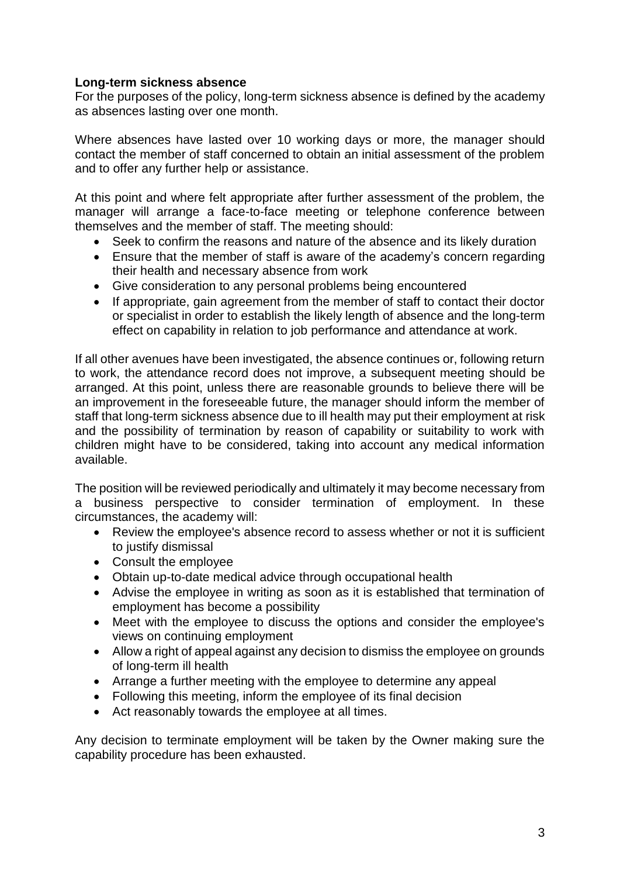**Long-term sickness absence**

For the purposes of the policy, long-term sickness absence is defined by the academy as absences lasting over one month.

Where absences have lasted over 10 working days or more, the manager should contact the member of staff concerned to obtain an initial assessment of the problem and to offer any further help or assistance.

At this point and where felt appropriate after further assessment of the problem, the manager will arrange a face-to-face meeting or telephone conference between themselves and the member of staff. The meeting should:

- Seek to confirm the reasons and nature of the absence and its likely duration
- Ensure that the member of staff is aware of the academy's concern regarding their health and necessary absence from work
- Give consideration to any personal problems being encountered
- If appropriate, gain agreement from the member of staff to contact their doctor or specialist in order to establish the likely length of absence and the long-term effect on capability in relation to job performance and attendance at work.

If all other avenues have been investigated, the absence continues or, following return to work, the attendance record does not improve, a subsequent meeting should be arranged. At this point, unless there are reasonable grounds to believe there will be an improvement in the foreseeable future, the manager should inform the member of staff that long-term sickness absence due to ill health may put their employment at risk and the possibility of termination by reason of capability or suitability to work with children might have to be considered, taking into account any medical information available.

The position will be reviewed periodically and ultimately it may become necessary from a business perspective to consider termination of employment. In these circumstances, the academy will:

- Review the employee's absence record to assess whether or not it is sufficient to justify dismissal
- Consult the employee
- Obtain up-to-date medical advice through occupational health
- Advise the employee in writing as soon as it is established that termination of employment has become a possibility
- Meet with the employee to discuss the options and consider the employee's views on continuing employment
- Allow a right of appeal against any decision to dismiss the employee on grounds of long-term ill health
- Arrange a further meeting with the employee to determine any appeal
- Following this meeting, inform the employee of its final decision
- Act reasonably towards the employee at all times.

Any decision to terminate employment will be taken by the Owner making sure the capability procedure has been exhausted.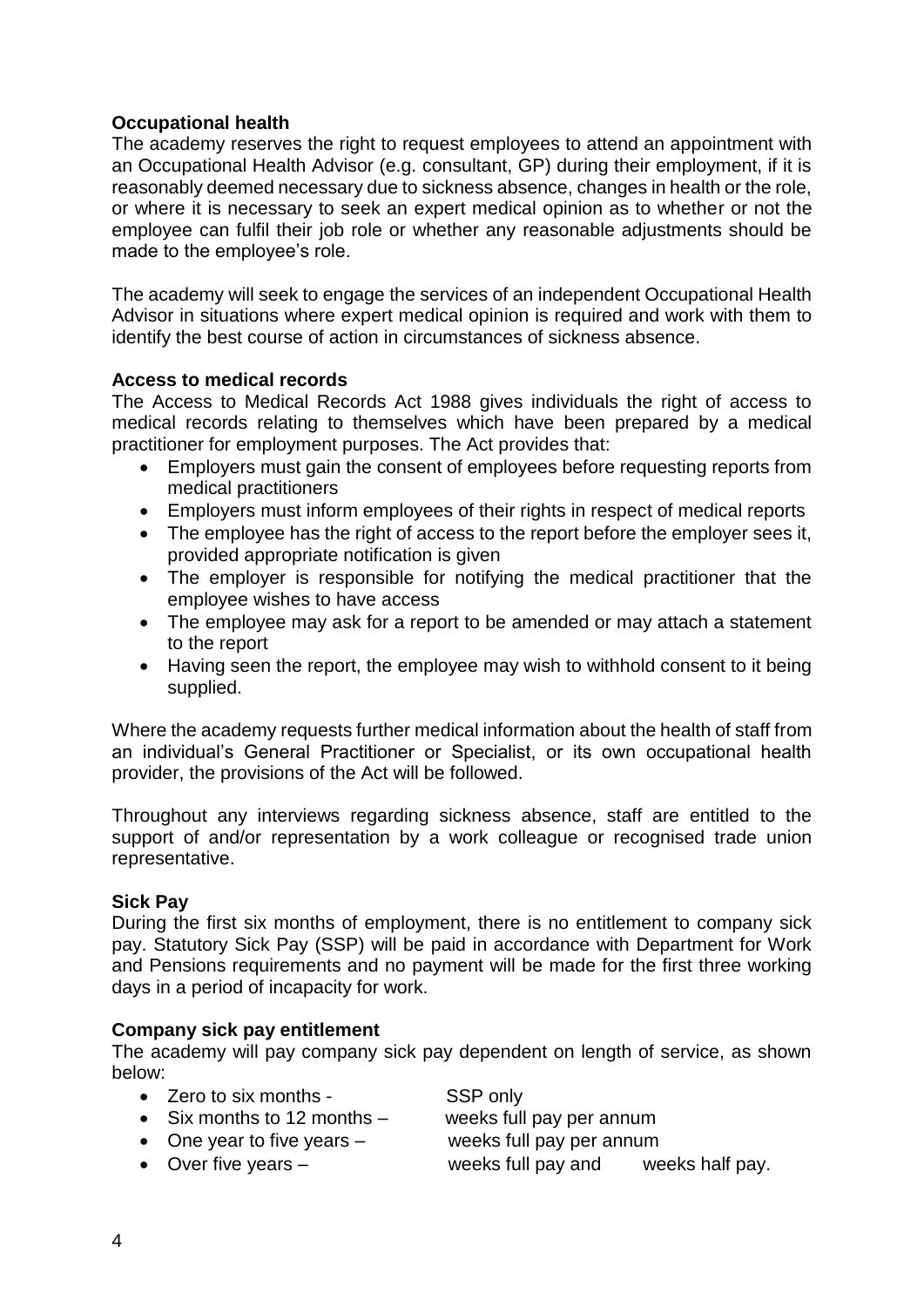**Occupational health**

The academy reserves the right to request employees to attend an appointment with an Occupational Health Advisor (e.g. consultant, GP) during their employment, if it is reasonably deemed necessary due to sickness absence, changes in health or the role, or where it is necessary to seek an expert medical opinion as to whether or not the employee can fulfil their job role or whether any reasonable adjustments should be made to the employee's role.

The academy will seek to engage the services of an independent Occupational Health Advisor in situations where expert medical opinion is required and work with them to identify the best course of action in circumstances of sickness absence.

**Access to medical records**

The Access to Medical Records Act 1988 gives individuals the right of access to medical records relating to themselves which have been prepared by a medical practitioner for employment purposes. The Act provides that:

- Employers must gain the consent of employees before requesting reports from medical practitioners
- Employers must inform employees of their rights in respect of medical reports
- The employee has the right of access to the report before the employer sees it, provided appropriate notification is given
- The employer is responsible for notifying the medical practitioner that the employee wishes to have access
- The employee may ask for a report to be amended or may attach a statement to the report
- Having seen the report, the employee may wish to withhold consent to it being supplied.

Where the academy requests further medical information about the health of staff from an individual's General Practitioner or Specialist, or its own occupational health provider, the provisions of the Act will be followed.

Throughout any interviews regarding sickness absence, staff are entitled to the support of and/or representation by a work colleague or recognised trade union representative.

**Sick Pay**

During the first six months of employment, there is no entitlement to company sick pay. Statutory Sick Pay (SSP) will be paid in accordance with Department for Work and Pensions requirements and no payment will be made for the first three working days in a period of incapacity for work.

**Company sick pay entitlement**

The academy will pay company sick pay dependent on length of service, as shown below:

- Zero to six months - SSP only
- Six months to 12 months – weeks full pay per annum
- One year to five years – weeks full pay per annum
- Over five years – weeks full pay and weeks half pay.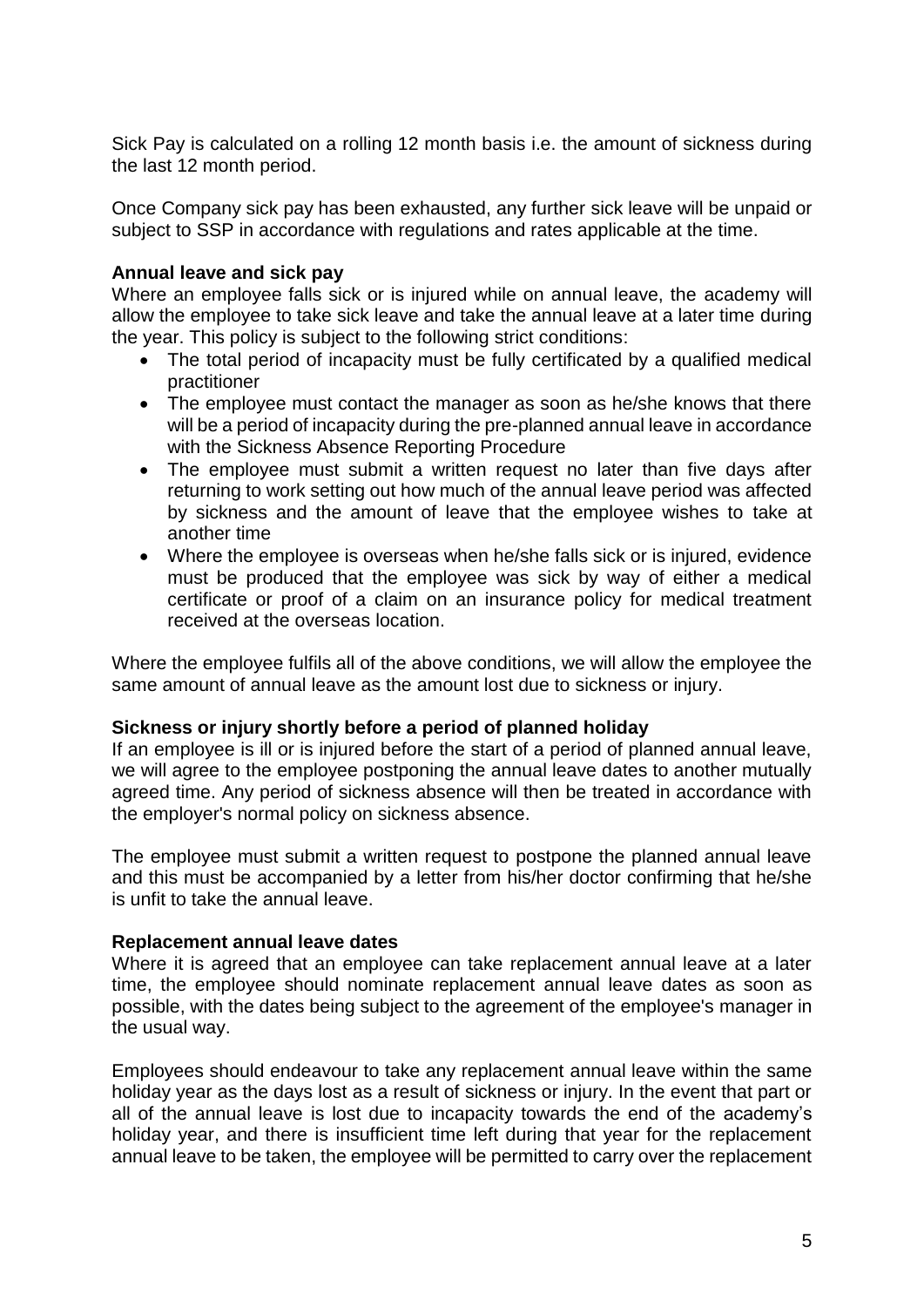Sick Pay is calculated on a rolling 12 month basis i.e. the amount of sickness during the last 12 month period.

Once Company sick pay has been exhausted, any further sick leave will be unpaid or subject to SSP in accordance with regulations and rates applicable at the time.

**Annual leave and sick pay**

Where an employee falls sick or is injured while on annual leave, the academy will allow the employee to take sick leave and take the annual leave at a later time during the year. This policy is subject to the following strict conditions:

- The total period of incapacity must be fully certificated by a qualified medical practitioner
- The employee must contact the manager as soon as he/she knows that there will be a period of incapacity during the pre-planned annual leave in accordance with the Sickness Absence Reporting Procedure
- The employee must submit a written request no later than five days after returning to work setting out how much of the annual leave period was affected by sickness and the amount of leave that the employee wishes to take at another time
- Where the employee is overseas when he/she falls sick or is injured, evidence must be produced that the employee was sick by way of either a medical certificate or proof of a claim on an insurance policy for medical treatment received at the overseas location.

Where the employee fulfils all of the above conditions, we will allow the employee the same amount of annual leave as the amount lost due to sickness or injury.

**Sickness or injury shortly before a period of planned holiday**

If an employee is ill or is injured before the start of a period of planned annual leave, we will agree to the employee postponing the annual leave dates to another mutually agreed time. Any period of sickness absence will then be treated in accordance with the employer's normal policy on sickness absence.

The employee must submit a written request to postpone the planned annual leave and this must be accompanied by a letter from his/her doctor confirming that he/she is unfit to take the annual leave.

**Replacement annual leave dates**

Where it is agreed that an employee can take replacement annual leave at a later time, the employee should nominate replacement annual leave dates as soon as possible, with the dates being subject to the agreement of the employee's manager in the usual way.

Employees should endeavour to take any replacement annual leave within the same holiday year as the days lost as a result of sickness or injury. In the event that part or all of the annual leave is lost due to incapacity towards the end of the academy's holiday year, and there is insufficient time left during that year for the replacement annual leave to be taken, the employee will be permitted to carry over the replacement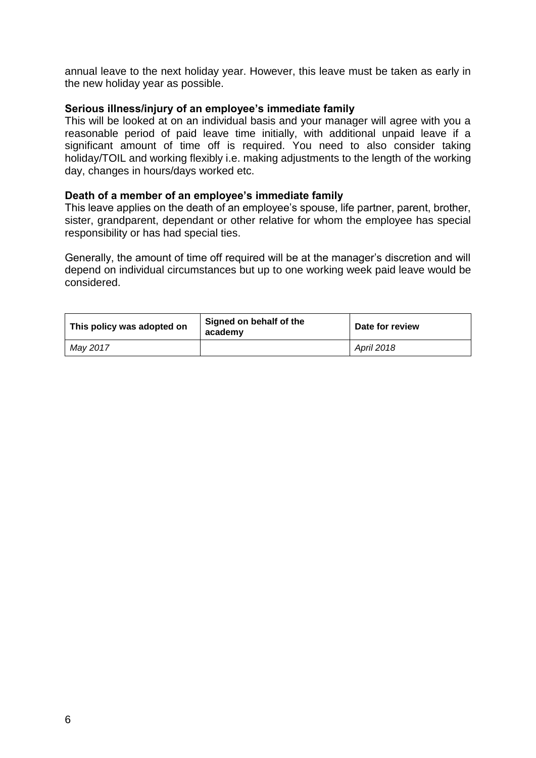annual leave to the next holiday year. However, this leave must be taken as early in the new holiday year as possible.

**Serious illness/injury of an employee's immediate family**

This will be looked at on an individual basis and your manager will agree with you a reasonable period of paid leave time initially, with additional unpaid leave if a significant amount of time off is required. You need to also consider taking holiday/TOIL and working flexibly i.e. making adjustments to the length of the working day, changes in hours/days worked etc.

**Death of a member of an employee's immediate family**

This leave applies on the death of an employee's spouse, life partner, parent, brother, sister, grandparent, dependant or other relative for whom the employee has special responsibility or has had special ties.

Generally, the amount of time off required will be at the manager's discretion and will depend on individual circumstances but up to one working week paid leave would be considered.

| This policy was adopted on | Signed on behalf of the academy | Date for review |
|---|---|---|
| *May 2017* | | *April 2018* |